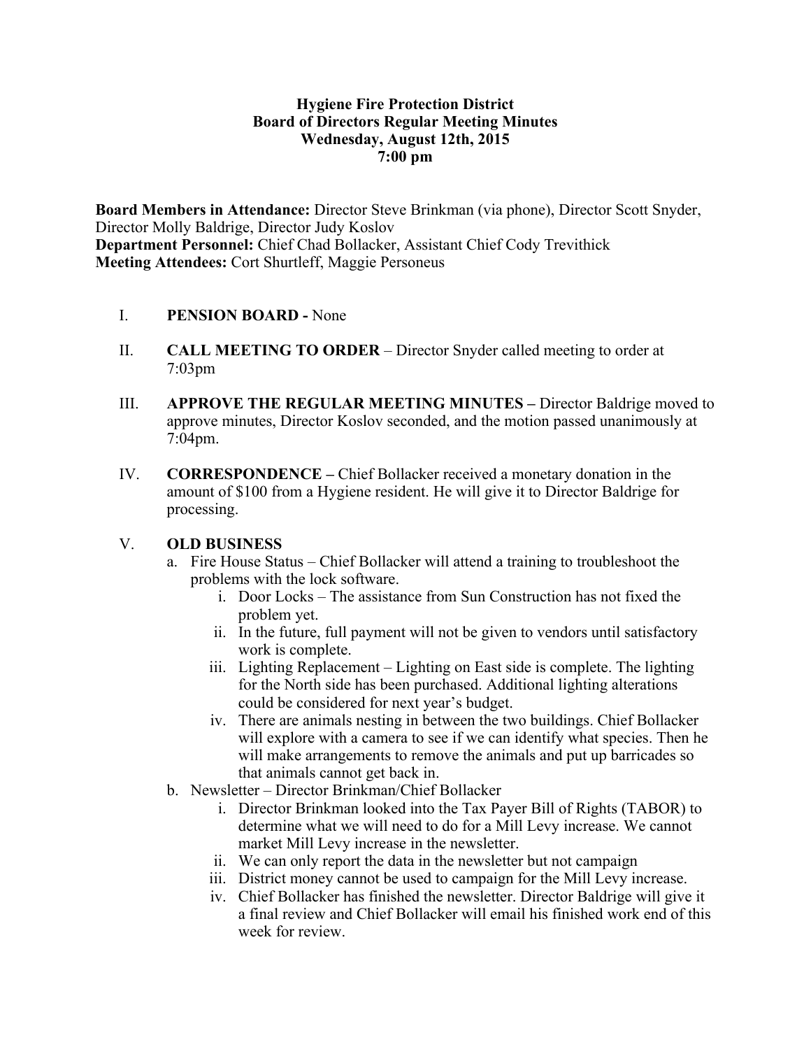# Hygiene Fire Protection District
## Board of Directors Regular Meeting Minutes
### Wednesday, August 12th, 2015
### 7:00 pm

**Board Members in Attendance:** Director Steve Brinkman (via phone), Director Scott Snyder, Director Molly Baldrige, Director Judy Koslov
**Department Personnel:** Chief Chad Bollacker, Assistant Chief Cody Trevithick
**Meeting Attendees:** Cort Shurtleff, Maggie Personeus

I. **PENSION BOARD -** None

II. **CALL MEETING TO ORDER** – Director Snyder called meeting to order at 7:03pm

III. **APPROVE THE REGULAR MEETING MINUTES –** Director Baldrige moved to approve minutes, Director Koslov seconded, and the motion passed unanimously at 7:04pm.

IV. **CORRESPONDENCE –** Chief Bollacker received a monetary donation in the amount of $100 from a Hygiene resident. He will give it to Director Baldrige for processing.

V. **OLD BUSINESS**
   a. Fire House Status – Chief Bollacker will attend a training to troubleshoot the problems with the lock software.
      i. Door Locks – The assistance from Sun Construction has not fixed the problem yet.
      ii. In the future, full payment will not be given to vendors until satisfactory work is complete.
      iii. Lighting Replacement – Lighting on East side is complete. The lighting for the North side has been purchased. Additional lighting alterations could be considered for next year's budget.
      iv. There are animals nesting in between the two buildings. Chief Bollacker will explore with a camera to see if we can identify what species. Then he will make arrangements to remove the animals and put up barricades so that animals cannot get back in.
   b. Newsletter – Director Brinkman/Chief Bollacker
      i. Director Brinkman looked into the Tax Payer Bill of Rights (TABOR) to determine what we will need to do for a Mill Levy increase. We cannot market Mill Levy increase in the newsletter.
      ii. We can only report the data in the newsletter but not campaign
      iii. District money cannot be used to campaign for the Mill Levy increase.
      iv. Chief Bollacker has finished the newsletter. Director Baldrige will give it a final review and Chief Bollacker will email his finished work end of this week for review.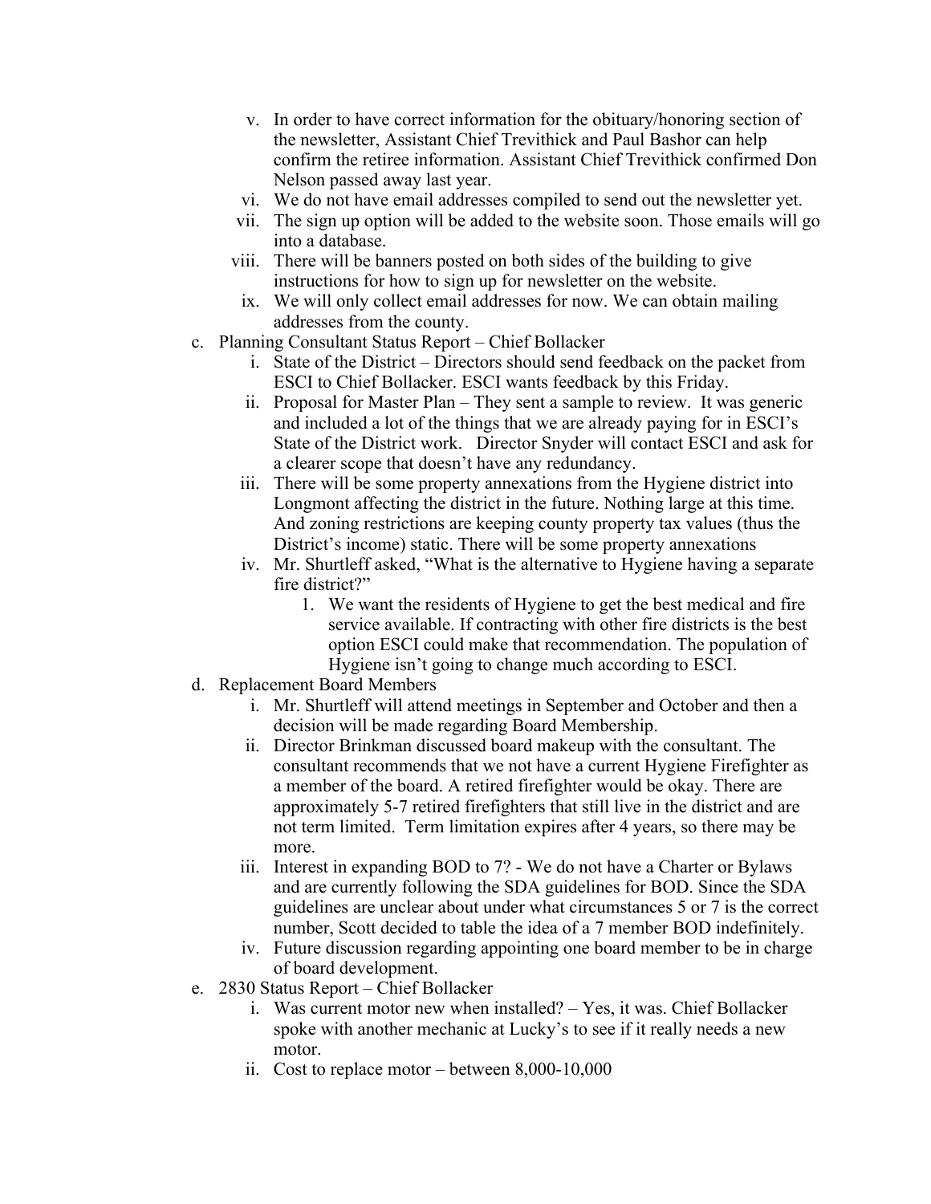v. In order to have correct information for the obituary/honoring section of the newsletter, Assistant Chief Trevithick and Paul Bashor can help confirm the retiree information. Assistant Chief Trevithick confirmed Don Nelson passed away last year.
   vi. We do not have email addresses compiled to send out the newsletter yet.
   vii. The sign up option will be added to the website soon. Those emails will go into a database.
   viii. There will be banners posted on both sides of the building to give instructions for how to sign up for newsletter on the website.
   ix. We will only collect email addresses for now. We can obtain mailing addresses from the county.

c. Planning Consultant Status Report – Chief Bollacker
   i. State of the District – Directors should send feedback on the packet from ESCI to Chief Bollacker. ESCI wants feedback by this Friday.
   ii. Proposal for Master Plan – They sent a sample to review. It was generic and included a lot of the things that we are already paying for in ESCI's State of the District work. Director Snyder will contact ESCI and ask for a clearer scope that doesn't have any redundancy.
   iii. There will be some property annexations from the Hygiene district into Longmont affecting the district in the future. Nothing large at this time. And zoning restrictions are keeping county property tax values (thus the District's income) static. There will be some property annexations
   iv. Mr. Shurtleff asked, "What is the alternative to Hygiene having a separate fire district?"
      1. We want the residents of Hygiene to get the best medical and fire service available. If contracting with other fire districts is the best option ESCI could make that recommendation. The population of Hygiene isn't going to change much according to ESCI.

d. Replacement Board Members
   i. Mr. Shurtleff will attend meetings in September and October and then a decision will be made regarding Board Membership.
   ii. Director Brinkman discussed board makeup with the consultant. The consultant recommends that we not have a current Hygiene Firefighter as a member of the board. A retired firefighter would be okay. There are approximately 5-7 retired firefighters that still live in the district and are not term limited. Term limitation expires after 4 years, so there may be more.
   iii. Interest in expanding BOD to 7? - We do not have a Charter or Bylaws and are currently following the SDA guidelines for BOD. Since the SDA guidelines are unclear about under what circumstances 5 or 7 is the correct number, Scott decided to table the idea of a 7 member BOD indefinitely.
   iv. Future discussion regarding appointing one board member to be in charge of board development.

e. 2830 Status Report – Chief Bollacker
   i. Was current motor new when installed? – Yes, it was. Chief Bollacker spoke with another mechanic at Lucky's to see if it really needs a new motor.
   ii. Cost to replace motor – between 8,000-10,000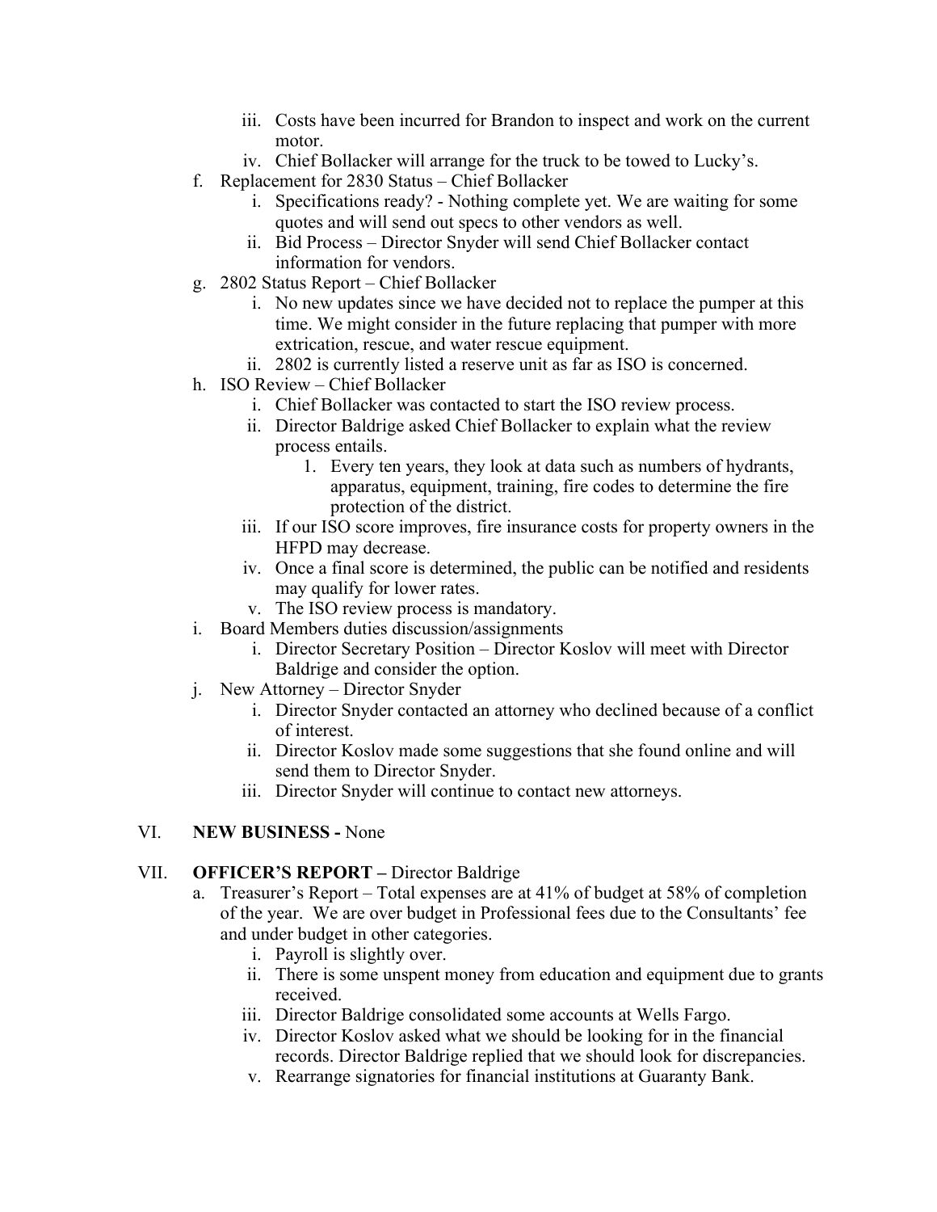iii. Costs have been incurred for Brandon to inspect and work on the current motor.
   iv. Chief Bollacker will arrange for the truck to be towed to Lucky's.

f. Replacement for 2830 Status – Chief Bollacker
   i. Specifications ready? - Nothing complete yet. We are waiting for some quotes and will send out specs to other vendors as well.
   ii. Bid Process – Director Snyder will send Chief Bollacker contact information for vendors.

g. 2802 Status Report – Chief Bollacker
   i. No new updates since we have decided not to replace the pumper at this time. We might consider in the future replacing that pumper with more extrication, rescue, and water rescue equipment.
   ii. 2802 is currently listed a reserve unit as far as ISO is concerned.

h. ISO Review – Chief Bollacker
   i. Chief Bollacker was contacted to start the ISO review process.
   ii. Director Baldrige asked Chief Bollacker to explain what the review process entails.
      1. Every ten years, they look at data such as numbers of hydrants, apparatus, equipment, training, fire codes to determine the fire protection of the district.
   iii. If our ISO score improves, fire insurance costs for property owners in the HFPD may decrease.
   iv. Once a final score is determined, the public can be notified and residents may qualify for lower rates.
   v. The ISO review process is mandatory.

i. Board Members duties discussion/assignments
   i. Director Secretary Position – Director Koslov will meet with Director Baldrige and consider the option.

j. New Attorney – Director Snyder
   i. Director Snyder contacted an attorney who declined because of a conflict of interest.
   ii. Director Koslov made some suggestions that she found online and will send them to Director Snyder.
   iii. Director Snyder will continue to contact new attorneys.

## VI. **NEW BUSINESS -** None

## VII. **OFFICER'S REPORT –** Director Baldrige

a. Treasurer's Report – Total expenses are at 41% of budget at 58% of completion of the year. We are over budget in Professional fees due to the Consultants' fee and under budget in other categories.
   i. Payroll is slightly over.
   ii. There is some unspent money from education and equipment due to grants received.
   iii. Director Baldrige consolidated some accounts at Wells Fargo.
   iv. Director Koslov asked what we should be looking for in the financial records. Director Baldrige replied that we should look for discrepancies.
   v. Rearrange signatories for financial institutions at Guaranty Bank.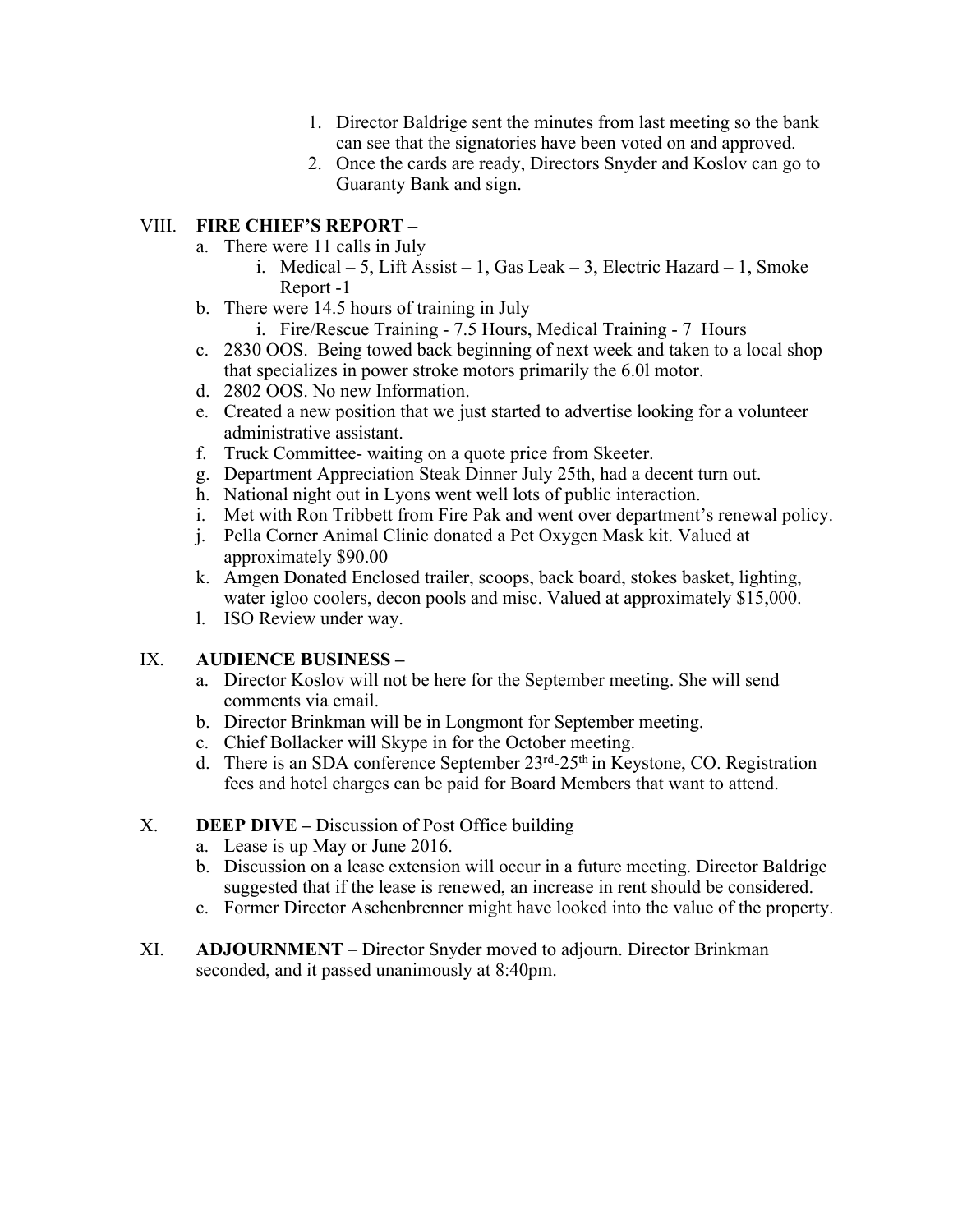1. Director Baldrige sent the minutes from last meeting so the bank can see that the signatories have been voted on and approved.
2. Once the cards are ready, Directors Snyder and Koslov can go to Guaranty Bank and sign.

VIII. **FIRE CHIEF'S REPORT –**

a. There were 11 calls in July
   i. Medical – 5, Lift Assist – 1, Gas Leak – 3, Electric Hazard – 1, Smoke Report -1
b. There were 14.5 hours of training in July
   i. Fire/Rescue Training - 7.5 Hours, Medical Training - 7 Hours
c. 2830 OOS. Being towed back beginning of next week and taken to a local shop that specializes in power stroke motors primarily the 6.0l motor.
d. 2802 OOS. No new Information.
e. Created a new position that we just started to advertise looking for a volunteer administrative assistant.
f. Truck Committee- waiting on a quote price from Skeeter.
g. Department Appreciation Steak Dinner July 25th, had a decent turn out.
h. National night out in Lyons went well lots of public interaction.
i. Met with Ron Tribbett from Fire Pak and went over department's renewal policy.
j. Pella Corner Animal Clinic donated a Pet Oxygen Mask kit. Valued at approximately $90.00
k. Amgen Donated Enclosed trailer, scoops, back board, stokes basket, lighting, water igloo coolers, decon pools and misc. Valued at approximately $15,000.
l. ISO Review under way.

IX. **AUDIENCE BUSINESS –**

a. Director Koslov will not be here for the September meeting. She will send comments via email.
b. Director Brinkman will be in Longmont for September meeting.
c. Chief Bollacker will Skype in for the October meeting.
d. There is an SDA conference September 23rd-25th in Keystone, CO. Registration fees and hotel charges can be paid for Board Members that want to attend.

X. **DEEP DIVE –** Discussion of Post Office building

a. Lease is up May or June 2016.
b. Discussion on a lease extension will occur in a future meeting. Director Baldrige suggested that if the lease is renewed, an increase in rent should be considered.
c. Former Director Aschenbrenner might have looked into the value of the property.

XI. **ADJOURNMENT** – Director Snyder moved to adjourn. Director Brinkman seconded, and it passed unanimously at 8:40pm.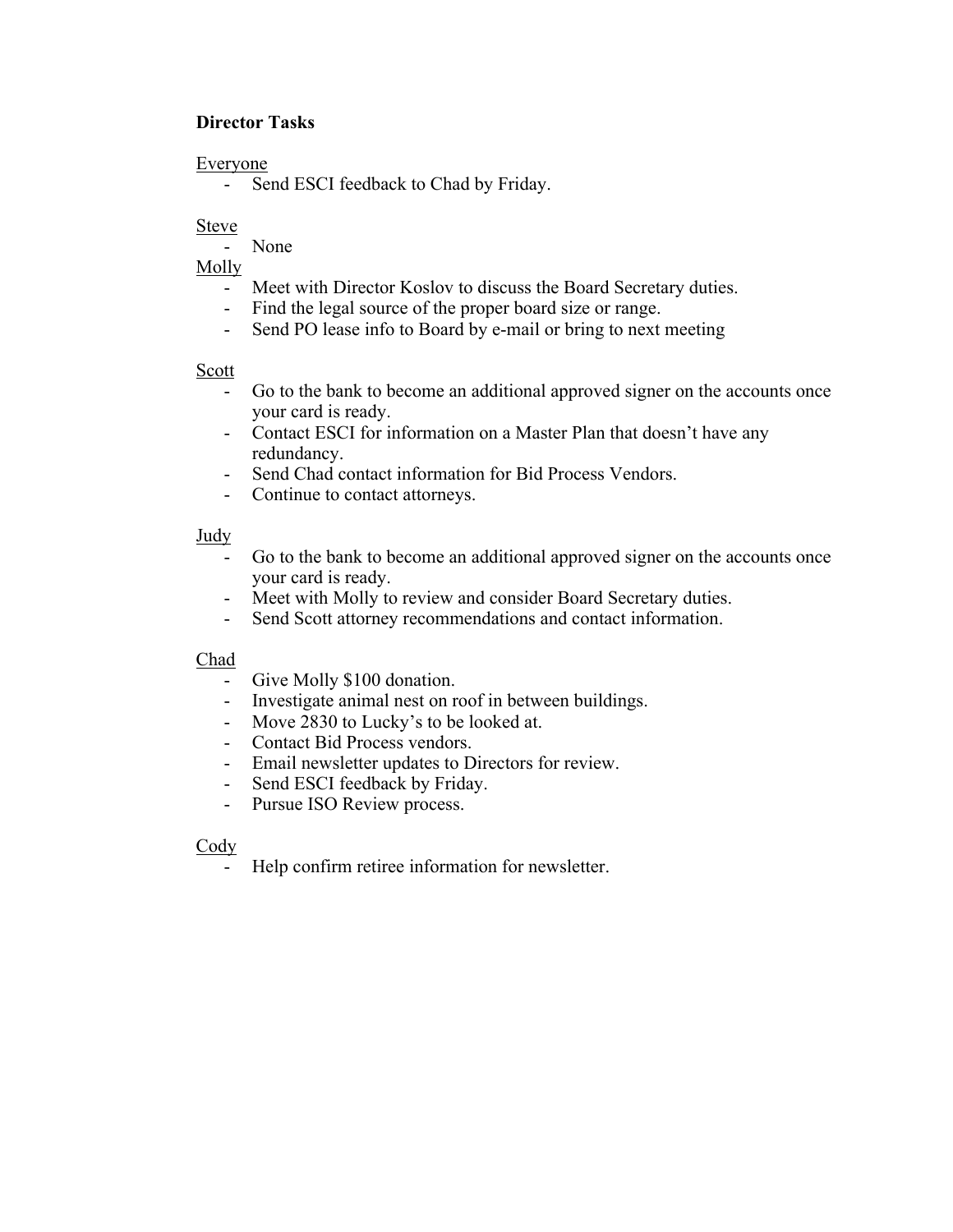**Director Tasks**

<u>Everyone</u>

- Send ESCI feedback to Chad by Friday.

<u>Steve</u>

- None

<u>Molly</u>

- Meet with Director Koslov to discuss the Board Secretary duties.
- Find the legal source of the proper board size or range.
- Send PO lease info to Board by e-mail or bring to next meeting

<u>Scott</u>

- Go to the bank to become an additional approved signer on the accounts once your card is ready.
- Contact ESCI for information on a Master Plan that doesn't have any redundancy.
- Send Chad contact information for Bid Process Vendors.
- Continue to contact attorneys.

<u>Judy</u>

- Go to the bank to become an additional approved signer on the accounts once your card is ready.
- Meet with Molly to review and consider Board Secretary duties.
- Send Scott attorney recommendations and contact information.

<u>Chad</u>

- Give Molly $100 donation.
- Investigate animal nest on roof in between buildings.
- Move 2830 to Lucky's to be looked at.
- Contact Bid Process vendors.
- Email newsletter updates to Directors for review.
- Send ESCI feedback by Friday.
- Pursue ISO Review process.

<u>Cody</u>

- Help confirm retiree information for newsletter.